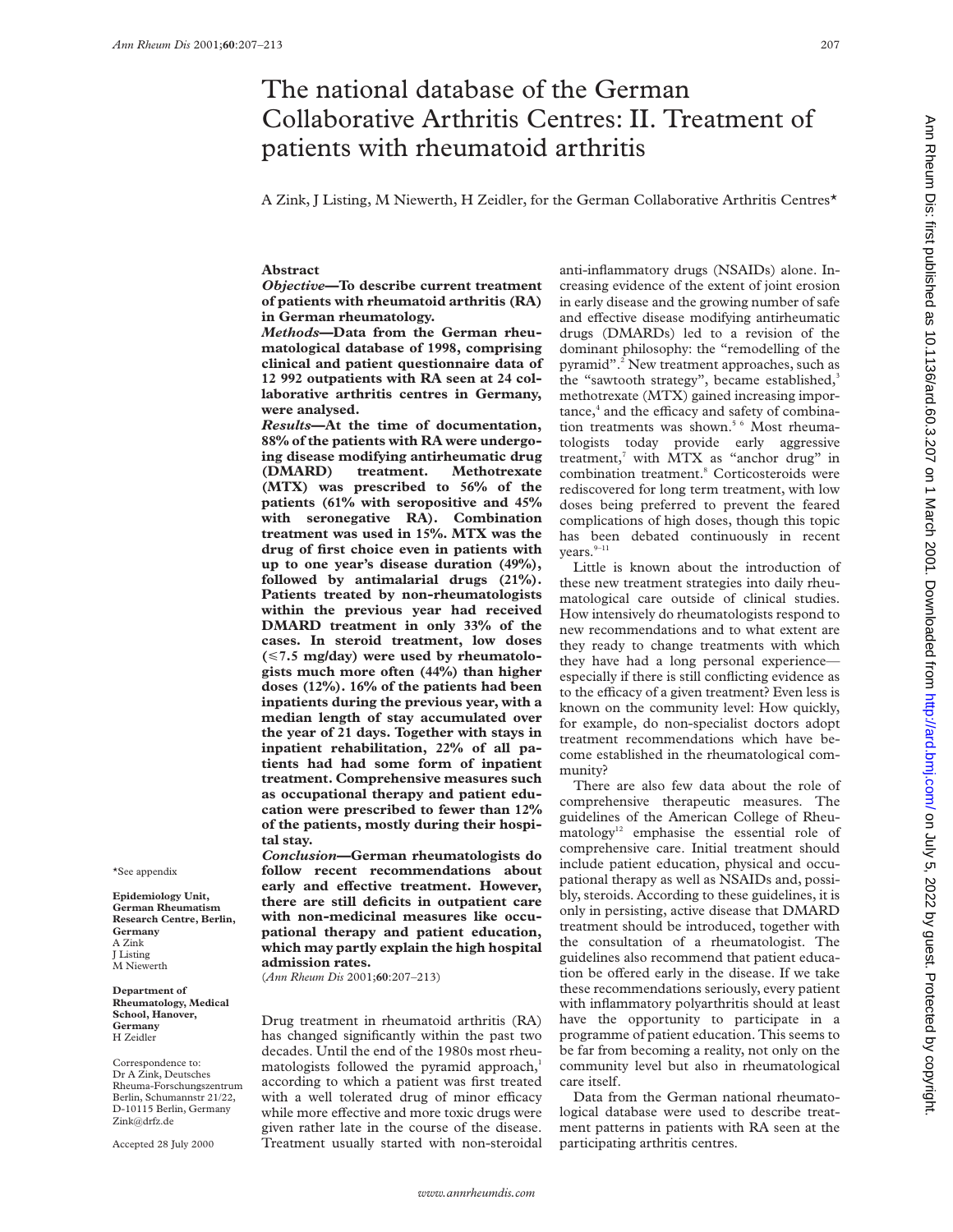# The national database of the German Collaborative Arthritis Centres: II. Treatment of patients with rheumatoid arthritis

A Zink, J Listing, M Niewerth, H Zeidler, for the German Collaborative Arthritis Centres*

## Abstract

***Objective*—To describe current treatment of patients with rheumatoid arthritis (RA) in German rheumatology.**

***Methods*—Data from the German rheumatological database of 1998, comprising clinical and patient questionnaire data of 12 992 outpatients with RA seen at 24 collaborative arthritis centres in Germany, were analysed.**

***Results*—At the time of documentation, 88% of the patients with RA were undergoing disease modifying antirheumatic drug (DMARD) treatment. Methotrexate (MTX) was prescribed to 56% of the patients (61% with seropositive and 45% with seronegative RA). Combination treatment was used in 15%. MTX was the drug of first choice even in patients with up to one year's disease duration (49%), followed by antimalarial drugs (21%). Patients treated by non-rheumatologists within the previous year had received DMARD treatment in only 33% of the cases. In steroid treatment, low doses (⩽7.5 mg/day) were used by rheumatologists much more often (44%) than higher doses (12%). 16% of the patients had been inpatients during the previous year, with a median length of stay accumulated over the year of 21 days. Together with stays in inpatient rehabilitation, 22% of all patients had had some form of inpatient treatment. Comprehensive measures such as occupational therapy and patient education were prescribed to fewer than 12% of the patients, mostly during their hospital stay.**

***Conclusion*—German rheumatologists do follow recent recommendations about early and effective treatment. However, there are still deficits in outpatient care with non-medicinal measures like occupational therapy and patient education, which may partly explain the high hospital admission rates.**

(*Ann Rheum Dis* 2001;**60**:207–213)

*See appendix

**Epidemiology Unit, German Rheumatism Research Centre, Berlin, Germany**
A Zink
J Listing
M Niewerth

**Department of Rheumatology, Medical School, Hanover, Germany**
H Zeidler

Correspondence to: Dr A Zink, Deutsches Rheuma-Forschungszentrum Berlin, Schumannstr 21/22, D-10115 Berlin, Germany
Zink@drfz.de

Accepted 28 July 2000

Drug treatment in rheumatoid arthritis (RA) has changed significantly within the past two decades. Until the end of the 1980s most rheumatologists followed the pyramid approach,[1] according to which a patient was first treated with a well tolerated drug of minor efficacy while more effective and more toxic drugs were given rather late in the course of the disease. Treatment usually started with non-steroidal anti-inflammatory drugs (NSAIDs) alone. Increasing evidence of the extent of joint erosion in early disease and the growing number of safe and effective disease modifying antirheumatic drugs (DMARDs) led to a revision of the dominant philosophy: the "remodelling of the pyramid".[2] New treatment approaches, such as the "sawtooth strategy", became established,[3] methotrexate (MTX) gained increasing importance,[4] and the efficacy and safety of combination treatments was shown.[5 6] Most rheumatologists today provide early aggressive treatment,[7] with MTX as "anchor drug" in combination treatment.[8] Corticosteroids were rediscovered for long term treatment, with low doses being preferred to prevent the feared complications of high doses, though this topic has been debated continuously in recent years.[9–11]

Little is known about the introduction of these new treatment strategies into daily rheumatological care outside of clinical studies. How intensively do rheumatologists respond to new recommendations and to what extent are they ready to change treatments with which they have had a long personal experience—especially if there is still conflicting evidence as to the efficacy of a given treatment? Even less is known on the community level: How quickly, for example, do non-specialist doctors adopt treatment recommendations which have become established in the rheumatological community?

There are also few data about the role of comprehensive therapeutic measures. The guidelines of the American College of Rheumatology[12] emphasise the essential role of comprehensive care. Initial treatment should include patient education, physical and occupational therapy as well as NSAIDs and, possibly, steroids. According to these guidelines, it is only in persisting, active disease that DMARD treatment should be introduced, together with the consultation of a rheumatologist. The guidelines also recommend that patient education be offered early in the disease. If we take these recommendations seriously, every patient with inflammatory polyarthritis should at least have the opportunity to participate in a programme of patient education. This seems to be far from becoming a reality, not only on the community level but also in rheumatological care itself.

Data from the German national rheumatological database were used to describe treatment patterns in patients with RA seen at the participating arthritis centres.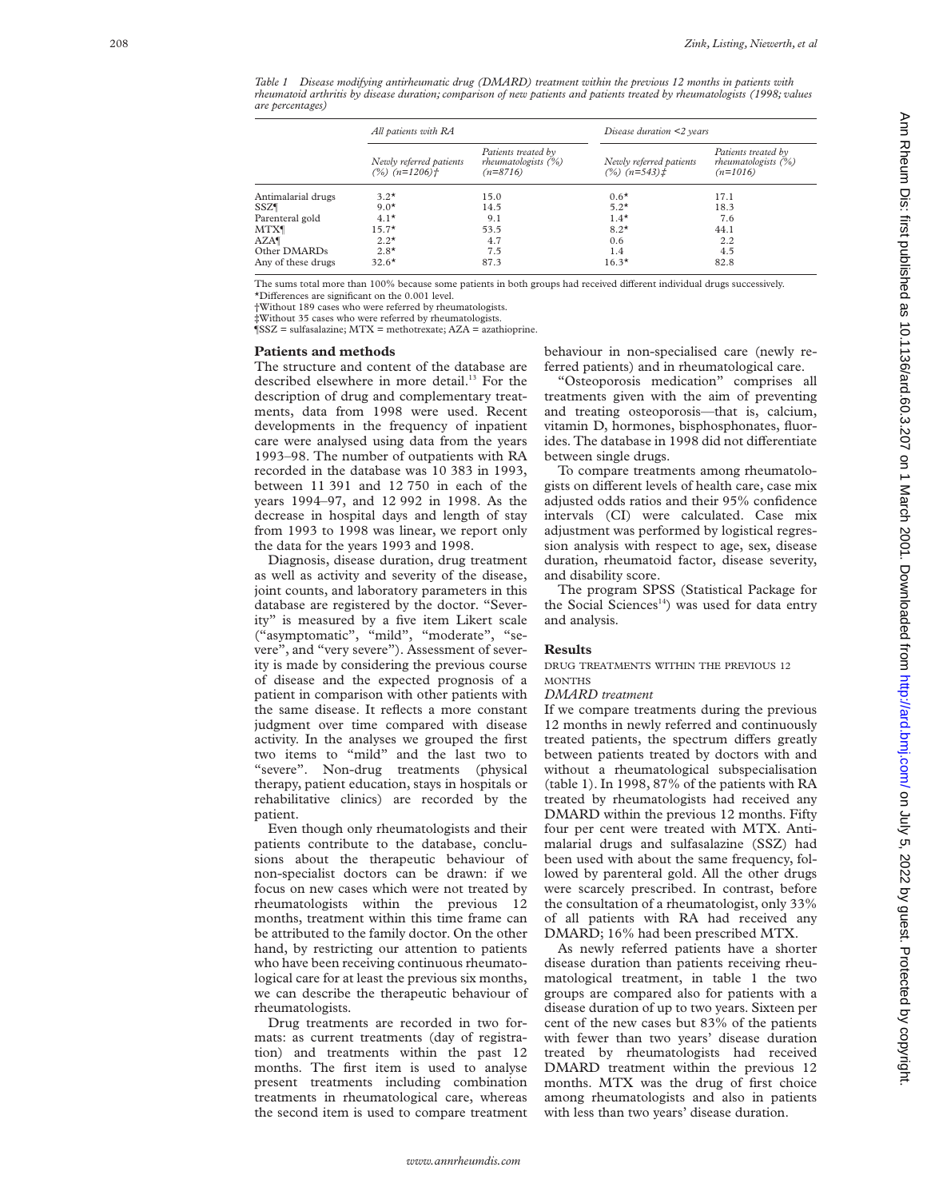*Table 1 Disease modifying antirheumatic drug (DMARD) treatment within the previous 12 months in patients with rheumatoid arthritis by disease duration; comparison of new patients and patients treated by rheumatologists (1998; values are percentages)*

| | *All patients with RA* | | *Disease duration <2 years* | |
|---|---|---|---|---|
| | *Newly referred patients (%) (n=1206)†* | *Patients treated by rheumatologists (%) (n=8716)* | *Newly referred patients (%) (n=543)‡* | *Patients treated by rheumatologists (%) (n=1016)* |
| Antimalarial drugs | 3.2* | 15.0 | 0.6* | 17.1 |
| SSZ¶ | 9.0* | 14.5 | 5.2* | 18.3 |
| Parenteral gold | 4.1* | 9.1 | 1.4* | 7.6 |
| MTX¶ | 15.7* | 53.5 | 8.2* | 44.1 |
| AZA¶ | 2.2* | 4.7 | 0.6 | 2.2 |
| Other DMARDs | 2.8* | 7.5 | 1.4 | 4.5 |
| Any of these drugs | 32.6* | 87.3 | 16.3* | 82.8 |

The sums total more than 100% because some patients in both groups had received different individual drugs successively.
*Differences are significant on the 0.001 level.
†Without 189 cases who were referred by rheumatologists.
‡Without 35 cases who were referred by rheumatologists.
¶SSZ = sulfasalazine; MTX = methotrexate; AZA = azathioprine.

## Patients and methods

The structure and content of the database are described elsewhere in more detail.[13] For the description of drug and complementary treatments, data from 1998 were used. Recent developments in the frequency of inpatient care were analysed using data from the years 1993–98. The number of outpatients with RA recorded in the database was 10 383 in 1993, between 11 391 and 12 750 in each of the years 1994–97, and 12 992 in 1998. As the decrease in hospital days and length of stay from 1993 to 1998 was linear, we report only the data for the years 1993 and 1998.

Diagnosis, disease duration, drug treatment as well as activity and severity of the disease, joint counts, and laboratory parameters in this database are registered by the doctor. "Severity" is measured by a five item Likert scale ("asymptomatic", "mild", "moderate", "severe", and "very severe"). Assessment of severity is made by considering the previous course of disease and the expected prognosis of a patient in comparison with other patients with the same disease. It reflects a more constant judgment over time compared with disease activity. In the analyses we grouped the first two items to "mild" and the last two to "severe". Non-drug treatments (physical therapy, patient education, stays in hospitals or rehabilitative clinics) are recorded by the patient.

Even though only rheumatologists and their patients contribute to the database, conclusions about the therapeutic behaviour of non-specialist doctors can be drawn: if we focus on new cases which were not treated by rheumatologists within the previous 12 months, treatment within this time frame can be attributed to the family doctor. On the other hand, by restricting our attention to patients who have been receiving continuous rheumatological care for at least the previous six months, we can describe the therapeutic behaviour of rheumatologists.

Drug treatments are recorded in two formats: as current treatments (day of registration) and treatments within the past 12 months. The first item is used to analyse present treatments including combination treatments in rheumatological care, whereas the second item is used to compare treatment behaviour in non-specialised care (newly referred patients) and in rheumatological care.

"Osteoporosis medication" comprises all treatments given with the aim of preventing and treating osteoporosis—that is, calcium, vitamin D, hormones, bisphosphonates, fluorides. The database in 1998 did not differentiate between single drugs.

To compare treatments among rheumatologists on different levels of health care, case mix adjusted odds ratios and their 95% confidence intervals (CI) were calculated. Case mix adjustment was performed by logistical regression analysis with respect to age, sex, disease duration, rheumatoid factor, disease severity, and disability score.

The program SPSS (Statistical Package for the Social Sciences[14]) was used for data entry and analysis.

## Results

### DRUG TREATMENTS WITHIN THE PREVIOUS 12 MONTHS

#### *DMARD treatment*

If we compare treatments during the previous 12 months in newly referred and continuously treated patients, the spectrum differs greatly between patients treated by doctors with and without a rheumatological subspecialisation (table 1). In 1998, 87% of the patients with RA treated by rheumatologists had received any DMARD within the previous 12 months. Fifty four per cent were treated with MTX. Antimalarial drugs and sulfasalazine (SSZ) had been used with about the same frequency, followed by parenteral gold. All the other drugs were scarcely prescribed. In contrast, before the consultation of a rheumatologist, only 33% of all patients with RA had received any DMARD; 16% had been prescribed MTX.

As newly referred patients have a shorter disease duration than patients receiving rheumatological treatment, in table 1 the two groups are compared also for patients with a disease duration of up to two years. Sixteen per cent of the new cases but 83% of the patients with fewer than two years' disease duration treated by rheumatologists had received DMARD treatment within the previous 12 months. MTX was the drug of first choice among rheumatologists and also in patients with less than two years' disease duration.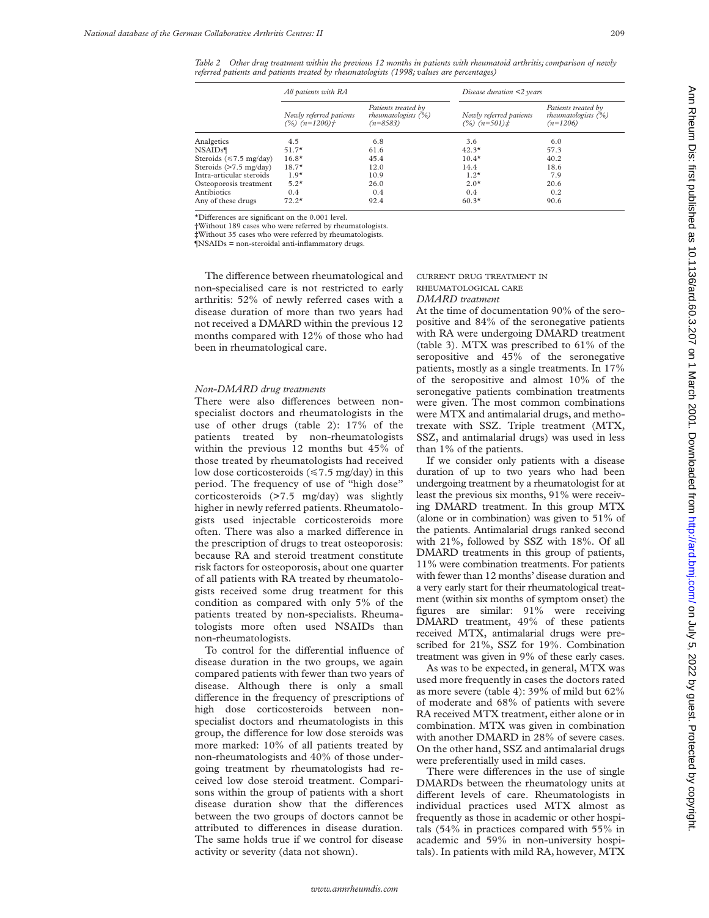*Table 2 Other drug treatment within the previous 12 months in patients with rheumatoid arthritis; comparison of newly referred patients and patients treated by rheumatologists (1998; values are percentages)*

| | All patients with RA | | Disease duration <2 years | |
|---|---|---|---|---|
| | Newly referred patients (%) (n=1200)† | Patients treated by rheumatologists (%) (n=8583) | Newly referred patients (%) (n=501)‡ | Patients treated by rheumatologists (%) (n=1206) |
| Analgetics | 4.5 | 6.8 | 3.6 | 6.0 |
| NSAIDs¶ | 51.7* | 61.6 | 42.3* | 57.3 |
| Steroids (≤7.5 mg/day) | 16.8* | 45.4 | 10.4* | 40.2 |
| Steroids (>7.5 mg/day) | 18.7* | 12.0 | 14.4 | 18.6 |
| Intra-articular steroids | 1.9* | 10.9 | 1.2* | 7.9 |
| Osteoporosis treatment | 5.2* | 26.0 | 2.0* | 20.6 |
| Antibiotics | 0.4 | 0.4 | 0.4 | 0.2 |
| Any of these drugs | 72.2* | 92.4 | 60.3* | 90.6 |

*Differences are significant on the 0.001 level.
†Without 189 cases who were referred by rheumatologists.
‡Without 35 cases who were referred by rheumatologists.
¶NSAIDs = non-steroidal anti-inflammatory drugs.

The difference between rheumatological and non-specialised care is not restricted to early arthritis: 52% of newly referred cases with a disease duration of more than two years had not received a DMARD within the previous 12 months compared with 12% of those who had been in rheumatological care.

### *Non-DMARD drug treatments*

There were also differences between non-specialist doctors and rheumatologists in the use of other drugs (table 2): 17% of the patients treated by non-rheumatologists within the previous 12 months but 45% of those treated by rheumatologists had received low dose corticosteroids (≤7.5 mg/day) in this period. The frequency of use of "high dose" corticosteroids (>7.5 mg/day) was slightly higher in newly referred patients. Rheumatologists used injectable corticosteroids more often. There was also a marked difference in the prescription of drugs to treat osteoporosis: because RA and steroid treatment constitute risk factors for osteoporosis, about one quarter of all patients with RA treated by rheumatologists received some drug treatment for this condition as compared with only 5% of the patients treated by non-specialists. Rheumatologists more often used NSAIDs than non-rheumatologists.

To control for the differential influence of disease duration in the two groups, we again compared patients with fewer than two years of disease. Although there is only a small difference in the frequency of prescriptions of high dose corticosteroids between non-specialist doctors and rheumatologists in this group, the difference for low dose steroids was more marked: 10% of all patients treated by non-rheumatologists and 40% of those undergoing treatment by rheumatologists had received low dose steroid treatment. Comparisons within the group of patients with a short disease duration show that the differences between the two groups of doctors cannot be attributed to differences in disease duration. The same holds true if we control for disease activity or severity (data not shown).

## CURRENT DRUG TREATMENT IN RHEUMATOLOGICAL CARE

### *DMARD treatment*

At the time of documentation 90% of the seropositive and 84% of the seronegative patients with RA were undergoing DMARD treatment (table 3). MTX was prescribed to 61% of the seropositive and 45% of the seronegative patients, mostly as a single treatments. In 17% of the seropositive and almost 10% of the seronegative patients combination treatments were given. The most common combinations were MTX and antimalarial drugs, and methotrexate with SSZ. Triple treatment (MTX, SSZ, and antimalarial drugs) was used in less than 1% of the patients.

If we consider only patients with a disease duration of up to two years who had been undergoing treatment by a rheumatologist for at least the previous six months, 91% were receiving DMARD treatment. In this group MTX (alone or in combination) was given to 51% of the patients. Antimalarial drugs ranked second with 21%, followed by SSZ with 18%. Of all DMARD treatments in this group of patients, 11% were combination treatments. For patients with fewer than 12 months' disease duration and a very early start for their rheumatological treatment (within six months of symptom onset) the figures are similar: 91% were receiving DMARD treatment, 49% of these patients received MTX, antimalarial drugs were prescribed for 21%, SSZ for 19%. Combination treatment was given in 9% of these early cases.

As was to be expected, in general, MTX was used more frequently in cases the doctors rated as more severe (table 4): 39% of mild but 62% of moderate and 68% of patients with severe RA received MTX treatment, either alone or in combination. MTX was given in combination with another DMARD in 28% of severe cases. On the other hand, SSZ and antimalarial drugs were preferentially used in mild cases.

There were differences in the use of single DMARDs between the rheumatology units at different levels of care. Rheumatologists in individual practices used MTX almost as frequently as those in academic or other hospitals (54% in practices compared with 55% in academic and 59% in non-university hospitals). In patients with mild RA, however, MTX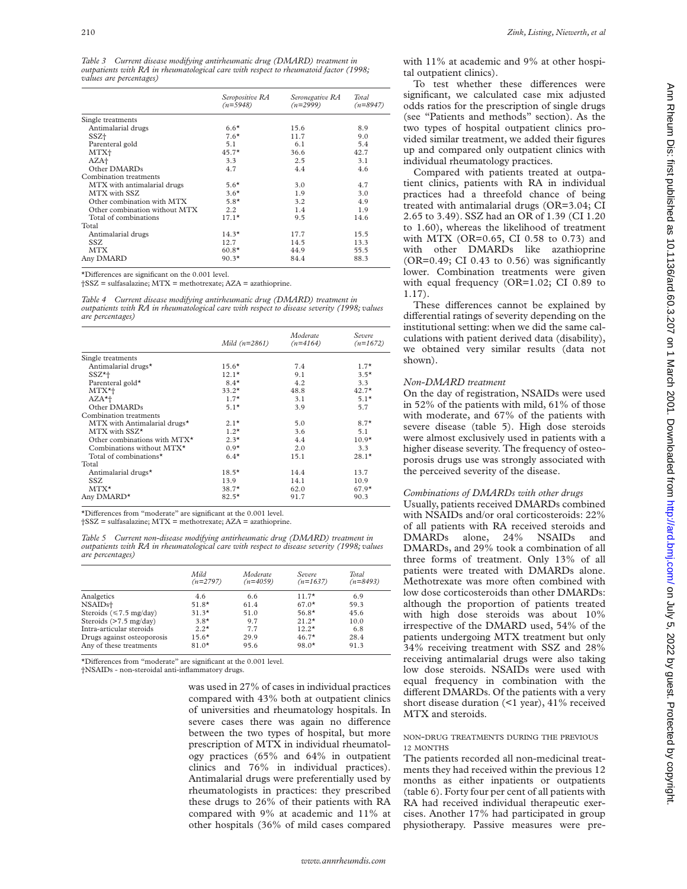*Table 3 Current disease modifying antirheumatic drug (DMARD) treatment in outpatients with RA in rheumatological care with respect to rheumatoid factor (1998; values are percentages)*

| | *Seropositive RA (n=5948)* | *Seronegative RA (n=2999)* | *Total (n=8947)* |
|---|---|---|---|
| Single treatments | | | |
| Antimalarial drugs | 6.6* | 15.6 | 8.9 |
| SSZ† | 7.6* | 11.7 | 9.0 |
| Parenteral gold | 5.1 | 6.1 | 5.4 |
| MTX† | 45.7* | 36.6 | 42.7 |
| AZA† | 3.3 | 2.5 | 3.1 |
| Other DMARDs | 4.7 | 4.4 | 4.6 |
| Combination treatments | | | |
| MTX with antimalarial drugs | 5.6* | 3.0 | 4.7 |
| MTX with SSZ | 3.6* | 1.9 | 3.0 |
| Other combination with MTX | 5.8* | 3.2 | 4.9 |
| Other combination without MTX | 2.2 | 1.4 | 1.9 |
| Total of combinations | 17.1* | 9.5 | 14.6 |
| Total | | | |
| Antimalarial drugs | 14.3* | 17.7 | 15.5 |
| SSZ | 12.7 | 14.5 | 13.3 |
| MTX | 60.8* | 44.9 | 55.5 |
| Any DMARD | 90.3* | 84.4 | 88.3 |

*Differences are significant on the 0.001 level.
†SSZ = sulfasalazine; MTX = methotrexate; AZA = azathioprine.

*Table 4 Current disease modifying antirheumatic drug (DMARD) treatment in outpatients with RA in rheumatological care with respect to disease severity (1998; values are percentages)*

| | *Mild (n=2861)* | *Moderate (n=4164)* | *Severe (n=1672)* |
|---|---|---|---|
| Single treatments | | | |
| Antimalarial drugs* | 15.6* | 7.4 | 1.7* |
| SSZ*† | 12.1* | 9.1 | 3.5* |
| Parenteral gold* | 8.4* | 4.2 | 3.3 |
| MTX*† | 33.2* | 48.8 | 42.7* |
| AZA*† | 1.7* | 3.1 | 5.1* |
| Other DMARDs | 5.1* | 3.9 | 5.7 |
| Combination treatments | | | |
| MTX with Antimalarial drugs* | 2.1* | 5.0 | 8.7* |
| MTX with SSZ* | 1.2* | 3.6 | 5.1 |
| Other combinations with MTX* | 2.3* | 4.4 | 10.9* |
| Combinations without MTX* | 0.9* | 2.0 | 3.3 |
| Total of combinations* | 6.4* | 15.1 | 28.1* |
| Total | | | |
| Antimalarial drugs* | 18.5* | 14.4 | 13.7 |
| SSZ | 13.9 | 14.1 | 10.9 |
| MTX* | 38.7* | 62.0 | 67.9* |
| Any DMARD* | 82.5* | 91.7 | 90.3 |

*Differences from "moderate" are significant at the 0.001 level.
†SSZ = sulfasalazine; MTX = methotrexate; AZA = azathioprine.

*Table 5 Current non-disease modifying antirheumatic drug (DMARD) treatment in outpatients with RA in rheumatological care with respect to disease severity (1998; values are percentages)*

| | *Mild (n=2797)* | *Moderate (n=4059)* | *Severe (n=1637)* | *Total (n=8493)* |
|---|---|---|---|---|
| Analgetics | 4.6 | 6.6 | 11.7* | 6.9 |
| NSAIDs† | 51.8* | 61.4 | 67.0* | 59.3 |
| Steroids (≤7.5 mg/day) | 31.3* | 51.0 | 56.8* | 45.6 |
| Steroids (>7.5 mg/day) | 3.8* | 9.7 | 21.2* | 10.0 |
| Intra-articular steroids | 2.2* | 7.7 | 12.2* | 6.8 |
| Drugs against osteoporosis | 15.6* | 29.9 | 46.7* | 28.4 |
| Any of these treatments | 81.0* | 95.6 | 98.0* | 91.3 |

*Differences from "moderate" are significant at the 0.001 level.
†NSAIDs - non-steroidal anti-inflammatory drugs.

was used in 27% of cases in individual practices compared with 43% both at outpatient clinics of universities and rheumatology hospitals. In severe cases there was again no difference between the two types of hospital, but more prescription of MTX in individual rheumatology practices (65% and 64% in outpatient clinics and 76% in individual practices). Antimalarial drugs were preferentially used by rheumatologists in practices: they prescribed these drugs to 26% of their patients with RA compared with 9% at academic and 11% at other hospitals (36% of mild cases compared with 11% at academic and 9% at other hospital outpatient clinics).

To test whether these differences were significant, we calculated case mix adjusted odds ratios for the prescription of single drugs (see "Patients and methods" section). As the two types of hospital outpatient clinics provided similar treatment, we added their figures up and compared only outpatient clinics with individual rheumatology practices.

Compared with patients treated at outpatient clinics, patients with RA in individual practices had a threefold chance of being treated with antimalarial drugs (OR=3.04; CI 2.65 to 3.49). SSZ had an OR of 1.39 (CI 1.20 to 1.60), whereas the likelihood of treatment with MTX (OR=0.65, CI 0.58 to 0.73) and with other DMARDs like azathioprine (OR=0.49; CI 0.43 to 0.56) was significantly lower. Combination treatments were given with equal frequency (OR=1.02; CI 0.89 to 1.17).

These differences cannot be explained by differential ratings of severity depending on the institutional setting: when we did the same calculations with patient derived data (disability), we obtained very similar results (data not shown).

### *Non-DMARD treatment*

On the day of registration, NSAIDs were used in 52% of the patients with mild, 61% of those with moderate, and 67% of the patients with severe disease (table 5). High dose steroids were almost exclusively used in patients with a higher disease severity. The frequency of osteoporosis drugs use was strongly associated with the perceived severity of the disease.

### *Combinations of DMARDs with other drugs*

Usually, patients received DMARDs combined with NSAIDs and/or oral corticosteroids: 22% of all patients with RA received steroids and DMARDs alone, 24% NSAIDs and DMARDs, and 29% took a combination of all three forms of treatment. Only 13% of all patients were treated with DMARDs alone. Methotrexate was more often combined with low dose corticosteroids than other DMARDs: although the proportion of patients treated with high dose steroids was about 10% irrespective of the DMARD used, 54% of the patients undergoing MTX treatment but only 34% receiving treatment with SSZ and 28% receiving antimalarial drugs were also taking low dose steroids. NSAIDs were used with equal frequency in combination with the different DMARDs. Of the patients with a very short disease duration (<1 year), 41% received MTX and steroids.

### NON-DRUG TREATMENTS DURING THE PREVIOUS 12 MONTHS

The patients recorded all non-medicinal treatments they had received within the previous 12 months as either inpatients or outpatients (table 6). Forty four per cent of all patients with RA had received individual therapeutic exercises. Another 17% had participated in group physiotherapy. Passive measures were pre-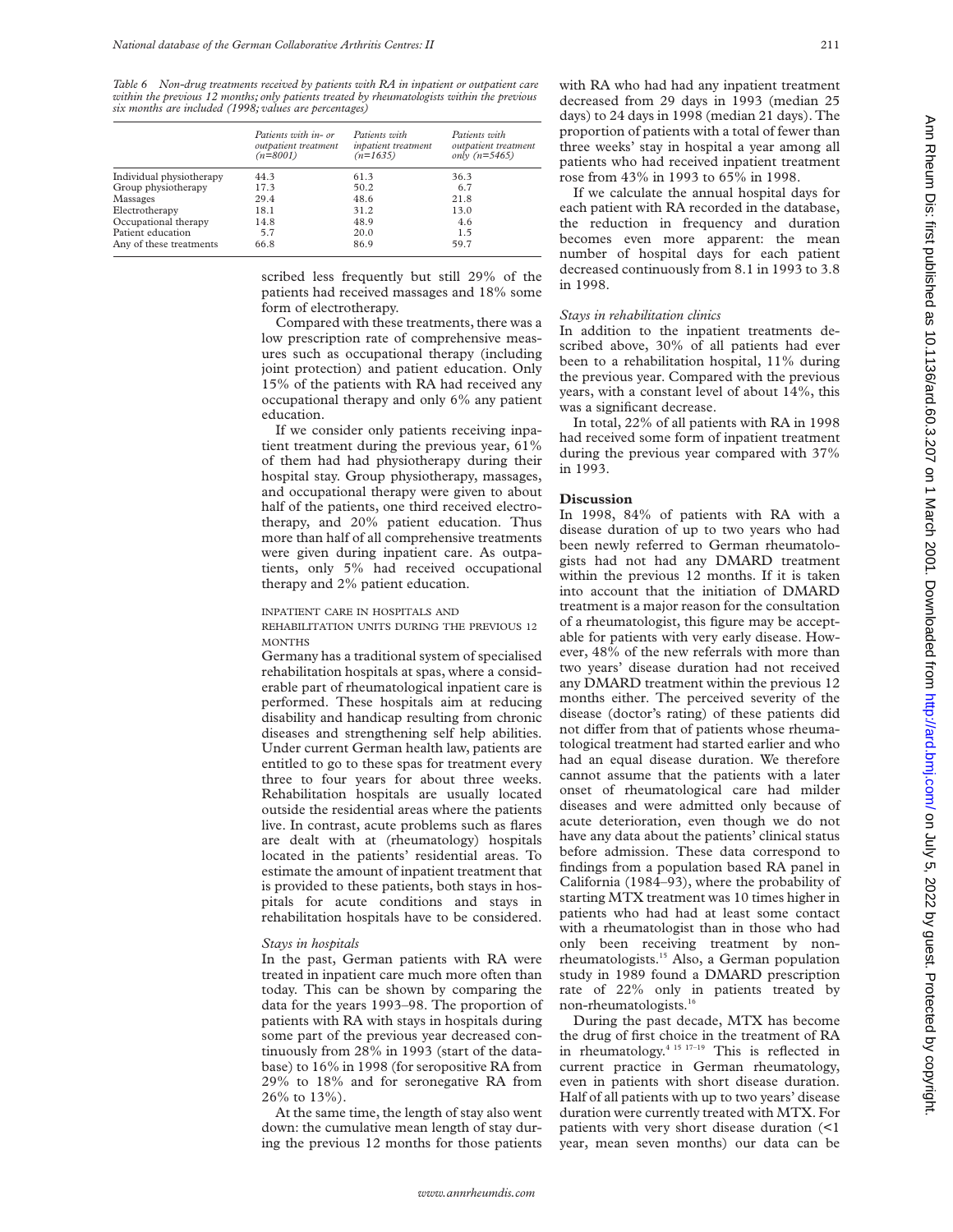*Table 6 Non-drug treatments received by patients with RA in inpatient or outpatient care within the previous 12 months; only patients treated by rheumatologists within the previous six months are included (1998; values are percentages)*

| | *Patients with in- or outpatient treatment (n=8001)* | *Patients with inpatient treatment (n=1635)* | *Patients with outpatient treatment only (n=5465)* |
|---|---|---|---|
| Individual physiotherapy | 44.3 | 61.3 | 36.3 |
| Group physiotherapy | 17.3 | 50.2 | 6.7 |
| Massages | 29.4 | 48.6 | 21.8 |
| Electrotherapy | 18.1 | 31.2 | 13.0 |
| Occupational therapy | 14.8 | 48.9 | 4.6 |
| Patient education | 5.7 | 20.0 | 1.5 |
| Any of these treatments | 66.8 | 86.9 | 59.7 |

scribed less frequently but still 29% of the patients had received massages and 18% some form of electrotherapy.

Compared with these treatments, there was a low prescription rate of comprehensive measures such as occupational therapy (including joint protection) and patient education. Only 15% of the patients with RA had received any occupational therapy and only 6% any patient education.

If we consider only patients receiving inpatient treatment during the previous year, 61% of them had had physiotherapy during their hospital stay. Group physiotherapy, massages, and occupational therapy were given to about half of the patients, one third received electrotherapy, and 20% patient education. Thus more than half of all comprehensive treatments were given during inpatient care. As outpatients, only 5% had received occupational therapy and 2% patient education.

INPATIENT CARE IN HOSPITALS AND REHABILITATION UNITS DURING THE PREVIOUS 12 MONTHS

Germany has a traditional system of specialised rehabilitation hospitals at spas, where a considerable part of rheumatological inpatient care is performed. These hospitals aim at reducing disability and handicap resulting from chronic diseases and strengthening self help abilities. Under current German health law, patients are entitled to go to these spas for treatment every three to four years for about three weeks. Rehabilitation hospitals are usually located outside the residential areas where the patients live. In contrast, acute problems such as flares are dealt with at (rheumatology) hospitals located in the patients' residential areas. To estimate the amount of inpatient treatment that is provided to these patients, both stays in hospitals for acute conditions and stays in rehabilitation hospitals have to be considered.

*Stays in hospitals*

In the past, German patients with RA were treated in inpatient care much more often than today. This can be shown by comparing the data for the years 1993–98. The proportion of patients with RA with stays in hospitals during some part of the previous year decreased continuously from 28% in 1993 (start of the database) to 16% in 1998 (for seropositive RA from 29% to 18% and for seronegative RA from 26% to 13%).

At the same time, the length of stay also went down: the cumulative mean length of stay during the previous 12 months for those patients with RA who had had any inpatient treatment decreased from 29 days in 1993 (median 25 days) to 24 days in 1998 (median 21 days). The proportion of patients with a total of fewer than three weeks' stay in hospital a year among all patients who had received inpatient treatment rose from 43% in 1993 to 65% in 1998.

If we calculate the annual hospital days for each patient with RA recorded in the database, the reduction in frequency and duration becomes even more apparent: the mean number of hospital days for each patient decreased continuously from 8.1 in 1993 to 3.8 in 1998.

*Stays in rehabilitation clinics*

In addition to the inpatient treatments described above, 30% of all patients had ever been to a rehabilitation hospital, 11% during the previous year. Compared with the previous years, with a constant level of about 14%, this was a significant decrease.

In total, 22% of all patients with RA in 1998 had received some form of inpatient treatment during the previous year compared with 37% in 1993.

## Discussion

In 1998, 84% of patients with RA with a disease duration of up to two years who had been newly referred to German rheumatologists had not had any DMARD treatment within the previous 12 months. If it is taken into account that the initiation of DMARD treatment is a major reason for the consultation of a rheumatologist, this figure may be acceptable for patients with very early disease. However, 48% of the new referrals with more than two years' disease duration had not received any DMARD treatment within the previous 12 months either. The perceived severity of the disease (doctor's rating) of these patients did not differ from that of patients whose rheumatological treatment had started earlier and who had an equal disease duration. We therefore cannot assume that the patients with a later onset of rheumatological care had milder diseases and were admitted only because of acute deterioration, even though we do not have any data about the patients' clinical status before admission. These data correspond to findings from a population based RA panel in California (1984–93), where the probability of starting MTX treatment was 10 times higher in patients who had had at least some contact with a rheumatologist than in those who had only been receiving treatment by non-rheumatologists.[15] Also, a German population study in 1989 found a DMARD prescription rate of 22% only in patients treated by non-rheumatologists.[16]

During the past decade, MTX has become the drug of first choice in the treatment of RA in rheumatology.[4 15 17–19] This is reflected in current practice in German rheumatology, even in patients with short disease duration. Half of all patients with up to two years' disease duration were currently treated with MTX. For patients with very short disease duration (<1 year, mean seven months) our data can be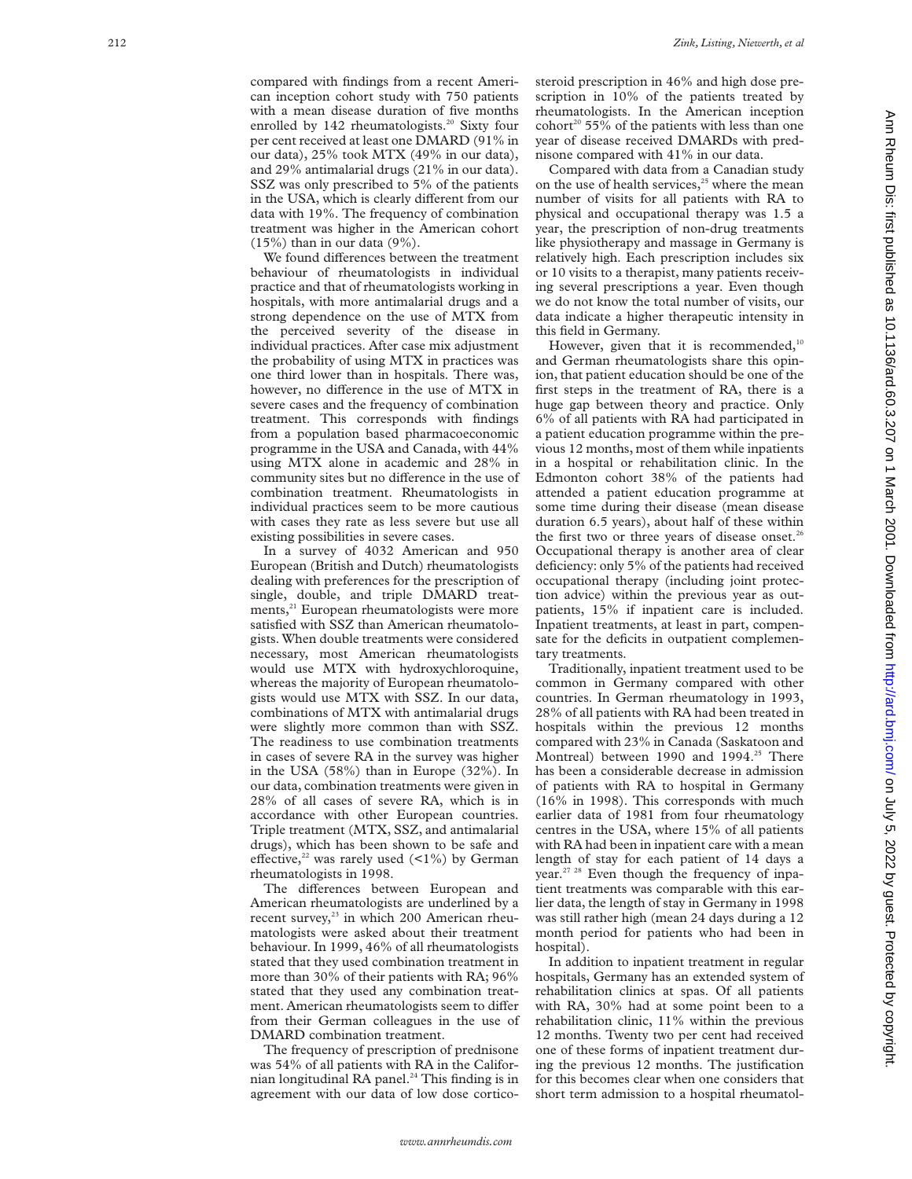compared with findings from a recent American inception cohort study with 750 patients with a mean disease duration of five months enrolled by 142 rheumatologists.[20] Sixty four per cent received at least one DMARD (91% in our data), 25% took MTX (49% in our data), and 29% antimalarial drugs (21% in our data). SSZ was only prescribed to 5% of the patients in the USA, which is clearly different from our data with 19%. The frequency of combination treatment was higher in the American cohort (15%) than in our data (9%).

We found differences between the treatment behaviour of rheumatologists in individual practice and that of rheumatologists working in hospitals, with more antimalarial drugs and a strong dependence on the use of MTX from the perceived severity of the disease in individual practices. After case mix adjustment the probability of using MTX in practices was one third lower than in hospitals. There was, however, no difference in the use of MTX in severe cases and the frequency of combination treatment. This corresponds with findings from a population based pharmacoeconomic programme in the USA and Canada, with 44% using MTX alone in academic and 28% in community sites but no difference in the use of combination treatment. Rheumatologists in individual practices seem to be more cautious with cases they rate as less severe but use all existing possibilities in severe cases.

In a survey of 4032 American and 950 European (British and Dutch) rheumatologists dealing with preferences for the prescription of single, double, and triple DMARD treatments,[21] European rheumatologists were more satisfied with SSZ than American rheumatologists. When double treatments were considered necessary, most American rheumatologists would use MTX with hydroxychloroquine, whereas the majority of European rheumatologists would use MTX with SSZ. In our data, combinations of MTX with antimalarial drugs were slightly more common than with SSZ. The readiness to use combination treatments in cases of severe RA in the survey was higher in the USA (58%) than in Europe (32%). In our data, combination treatments were given in 28% of all cases of severe RA, which is in accordance with other European countries. Triple treatment (MTX, SSZ, and antimalarial drugs), which has been shown to be safe and effective,[22] was rarely used (<1%) by German rheumatologists in 1998.

The differences between European and American rheumatologists are underlined by a recent survey,[23] in which 200 American rheumatologists were asked about their treatment behaviour. In 1999, 46% of all rheumatologists stated that they used combination treatment in more than 30% of their patients with RA; 96% stated that they used any combination treatment. American rheumatologists seem to differ from their German colleagues in the use of DMARD combination treatment.

The frequency of prescription of prednisone was 54% of all patients with RA in the Californian longitudinal RA panel.[24] This finding is in agreement with our data of low dose corticosteroid prescription in 46% and high dose prescription in 10% of the patients treated by rheumatologists. In the American inception cohort[20] 55% of the patients with less than one year of disease received DMARDs with prednisone compared with 41% in our data.

Compared with data from a Canadian study on the use of health services,[25] where the mean number of visits for all patients with RA to physical and occupational therapy was 1.5 a year, the prescription of non-drug treatments like physiotherapy and massage in Germany is relatively high. Each prescription includes six or 10 visits to a therapist, many patients receiving several prescriptions a year. Even though we do not know the total number of visits, our data indicate a higher therapeutic intensity in this field in Germany.

However, given that it is recommended,[10] and German rheumatologists share this opinion, that patient education should be one of the first steps in the treatment of RA, there is a huge gap between theory and practice. Only 6% of all patients with RA had participated in a patient education programme within the previous 12 months, most of them while inpatients in a hospital or rehabilitation clinic. In the Edmonton cohort 38% of the patients had attended a patient education programme at some time during their disease (mean disease duration 6.5 years), about half of these within the first two or three years of disease onset.[26] Occupational therapy is another area of clear deficiency: only 5% of the patients had received occupational therapy (including joint protection advice) within the previous year as outpatients, 15% if inpatient care is included. Inpatient treatments, at least in part, compensate for the deficits in outpatient complementary treatments.

Traditionally, inpatient treatment used to be common in Germany compared with other countries. In German rheumatology in 1993, 28% of all patients with RA had been treated in hospitals within the previous 12 months compared with 23% in Canada (Saskatoon and Montreal) between 1990 and 1994.[25] There has been a considerable decrease in admission of patients with RA to hospital in Germany (16% in 1998). This corresponds with much earlier data of 1981 from four rheumatology centres in the USA, where 15% of all patients with RA had been in inpatient care with a mean length of stay for each patient of 14 days a year.[27,28] Even though the frequency of inpatient treatments was comparable with this earlier data, the length of stay in Germany in 1998 was still rather high (mean 24 days during a 12 month period for patients who had been in hospital).

In addition to inpatient treatment in regular hospitals, Germany has an extended system of rehabilitation clinics at spas. Of all patients with RA, 30% had at some point been to a rehabilitation clinic, 11% within the previous 12 months. Twenty two per cent had received one of these forms of inpatient treatment during the previous 12 months. The justification for this becomes clear when one considers that short term admission to a hospital rheumatol-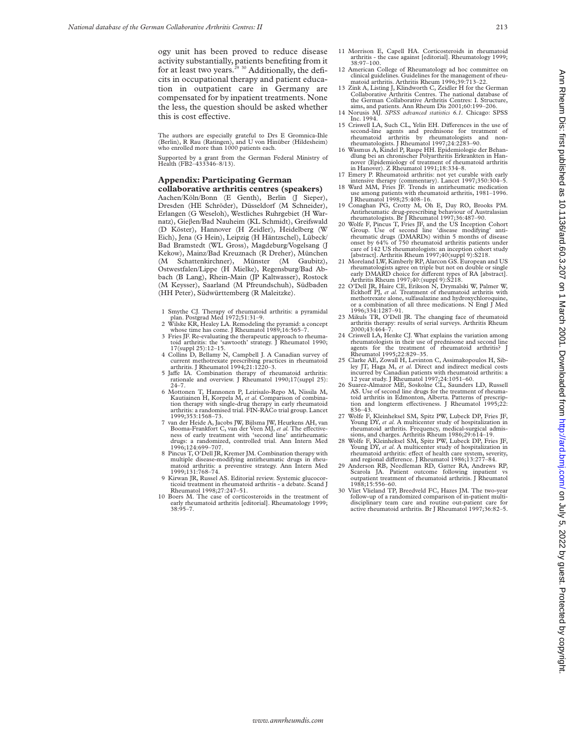ogy unit has been proved to reduce disease activity substantially, patients benefiting from it for at least two years.[29 30] Additionally, the deficits in occupational therapy and patient education in outpatient care in Germany are compensated for by inpatient treatments. None the less, the question should be asked whether this is cost effective.

The authors are especially grateful to Drs E Gromnica-Ihle (Berlin), R Rau (Ratingen), and U von Hinüber (Hildesheim) who enrolled more than 1000 patients each.

Supported by a grant from the German Federal Ministry of Health (FB2–433346–8/13).

## Appendix: Participating German collaborative arthritis centres (speakers)

Aachen/Köln/Bonn (E Genth), Berlin (J Sieper), Dresden (HE Schröder), Düsseldorf (M Schneider), Erlangen (G Weseloh), Westliches Ruhrgebiet (H Warnatz), Gieβen/Bad Nauheim (KL Schmidt), Greifswald (D Köster), Hannover (H Zeidler), Heidelberg (W Eich), Jena (G Hein), Leipzig (H Häntzschel), Lübeck/Bad Bramstedt (WL Gross), Magdeburg/Vogelsang (J Kekow), Mainz/Bad Kreuznach (R Dreher), München (M Schattenkirchner), Münster (M Gaubitz), Ostwestfalen/Lippe (H Mielke), Regensburg/Bad Abbach (B Lang), Rhein-Main (JP Kaltwasser), Rostock (M Keysser), Saarland (M Pfreundschuh), Südbaden (HH Peter), Südwürttemberg (R Maleitzke).

1. Smythe CJ. Therapy of rheumatoid arthritis: a pyramidal plan. Postgrad Med 1972;51:31–9.
2. Wilske KR, Healey LA. Remodeling the pyramid: a concept whose time has come. J Rheumatol 1989;16:565–7.
3. Fries JF. Re-evaluating the therapeutic approach to rheumatoid arthritis: the 'sawtooth' strategy. J Rheumatol 1990; 17(suppl 25):12–15.
4. Collins D, Bellamy N, Campbell J. A Canadian survey of current methotrexate prescribing practices in rheumatoid arthritis. J Rheumatol 1994;21:1220–3.
5. Jaffe IA. Combination therapy of rheumatoid arthritis: rationale and overview. J Rheumatol 1990;17(suppl 25): 24–7.
6. Mottonen T, Hannonen P, Leirisalo-Repo M, Nissila M, Kautiainen H, Korpela M, *et al*. Comparison of combination therapy with single-drug therapy in early rheumatoid arthritis: a randomised trial. FIN-RACo trial group. Lancet 1999;353:1568–73.
7. van der Heide A, Jacobs JW, Bijlsma JW, Heurkens AH, van Booma-Frankfort C, van der Veen MJ, *et al*. The effectiveness of early treatment with 'second line' antirheumatic drugs: a randomized, controlled trial. Ann Intern Med 1996;124:699–707.
8. Pincus T, O'Dell JR, Kremer JM. Combination therapy with multiple disease-modifying antirheumatic drugs in rheumatoid arthritis: a preventive strategy. Ann Intern Med 1999;131:768–74.
9. Kirwan JR, Russel AS. Editorial review. Systemic glucocorticoid treatment in rheumatoid arthritis - a debate. Scand J Rheumatol 1998;27:247–51.
10. Boers M. The case of corticosteroids in the treatment of early rheumatoid arthritis [editorial]. Rheumatology 1999; 38:95–7.
11. Morrison E, Capell HA. Corticosteroids in rheumatoid arthritis - the case against [editorial]. Rheumatology 1999; 38:97–100.
12. American College of Rheumatology ad hoc committee on clinical guidelines. Guidelines for the management of rheumatoid arthritis. Arthritis Rheum 1996;39:713–22.
13. Zink A, Listing J, Klindworth C, Zeidler H for the German Collaborative Arthritis Centres. The national database of the German Collaborative Arthritis Centres: I. Structure, aims, and patients. Ann Rheum Dis 2001;60:199–206.
14. Norusis MJ. *SPSS advanced statistics 6.1.* Chicago: SPSS Inc. 1994.
15. Criswell LA, Such CL, Yelin EH. Differences in the use of second-line agents and prednisone for treatment of rheumatoid arthritis by rheumatologists and non-rheumatologists. J Rheumatol 1997;24:2283–90.
16. Wasmus A, Kindel P, Raspe HH. Epidemiologie der Behandlung bei an chronischer Polyarthritis Erkrankten in Hannover (Epidemiology of treatment of rheumatoid arthritis in Hanover). Z Rheumatol 1991;18:334–8.
17. Emery P. Rheumatoid arthritis: not yet curable with early intensive therapy (commentary). Lancet 1997;350:304–5.
18. Ward MM, Fries JF. Trends in antirheumatic medication use among patients with rheumatoid arthritis, 1981–1996. J Rheumatol 1998;25:408–16.
19. Conaghan PG, Crotty M, Oh E, Day RO, Brooks PM. Antirheumatic drug-prescribing behaviour of Australasian rheumatologists. Br J Rheumatol 1997;36:487–90.
20. Wolfe F, Pincus T, Fries JF, and the US Inception Cohort Group. Use of second line 'disease modifying' antirheumatic drugs (DMARDs) within 5 months of disease onset by 64% of 750 rheumatoid arthritis patients under care of 142 US rheumatologists: an inception cohort study [abstract]. Arthritis Rheum 1997;40(suppl 9):S218.
21. Moreland LW, Kimberly RP, Alarcon GS. European and US rheumatologists agree on triple but not on double or single early DMARD choice for different types of RA [abstract]. Arthritis Rheum 1997;40:(suppl 9):S218.
22. O'Dell JR, Haire CE, Erikson N, Drymalski W, Palmer W, Eckhoff PJ, *et al*. Treatment of rheumatoid arthritis with methotrexate alone, sulfasalazine and hydroxychloroquine, or a combination of all three medications. N Engl J Med 1996;334:1287–91.
23. Mikuls TR, O'Dell JR. The changing face of rheumatoid arthritis therapy: results of serial surveys. Arthritis Rheum 2000;43:464–7.
24. Criswell LA, Henke CJ. What explains the variation among rheumatologists in their use of prednisone and second line agents for the treatment of rheumatoid arthritis? J Rheumatol 1995;22:829–35.
25. Clarke AE, Zowall H, Levinton C, Assimakopoulos H, Sibley JT, Haga M, *et al*. Direct and indirect medical costs incurred by Canadian patients with rheumatoid arthritis: a 12 year study. J Rheumatol 1997;24:1051–60.
26. Suarez-Almazor ME, Soskolne CL, Saunders LD, Russell AS. Use of second line drugs for the treatment of rheumatoid arthritis in Edmonton, Alberta. Patterns of prescription and longterm effectiveness. J Rheumatol 1995;22: 836–43.
27. Wolfe F, Kleinheksel SM, Spitz PW, Lubeck DP, Fries JF, Young DY, *et al*. A multicenter study of hospitalization in rheumatoid arthritis. Frequency, medical-surgical admissions, and charges. Arthritis Rheum 1986;29:614–19.
28. Wolfe F, Kleinheksel SM, Spitz PW, Lubeck DP, Fries JF, Young DY, *et al*. A multicenter study of hospitalization in rheumatoid arthritis: effect of health care system, severity, and regional difference. J Rheumatol 1986;13:277–84.
29. Anderson RB, Needleman RD, Gatter RA, Andrews RP, Scarola JA. Patient outcome following inpatient vs outpatient treatment of rheumatoid arthritis. J Rheumatol 1988;15:556–60.
30. Vliet Vlieland TP, Breedveld FC, Hazes JM. The two-year follow-up of a randomized comparison of in-patient multidisciplinary team care and routine out-patient care for active rheumatoid arthritis. Br J Rheumatol 1997;36:82–5.